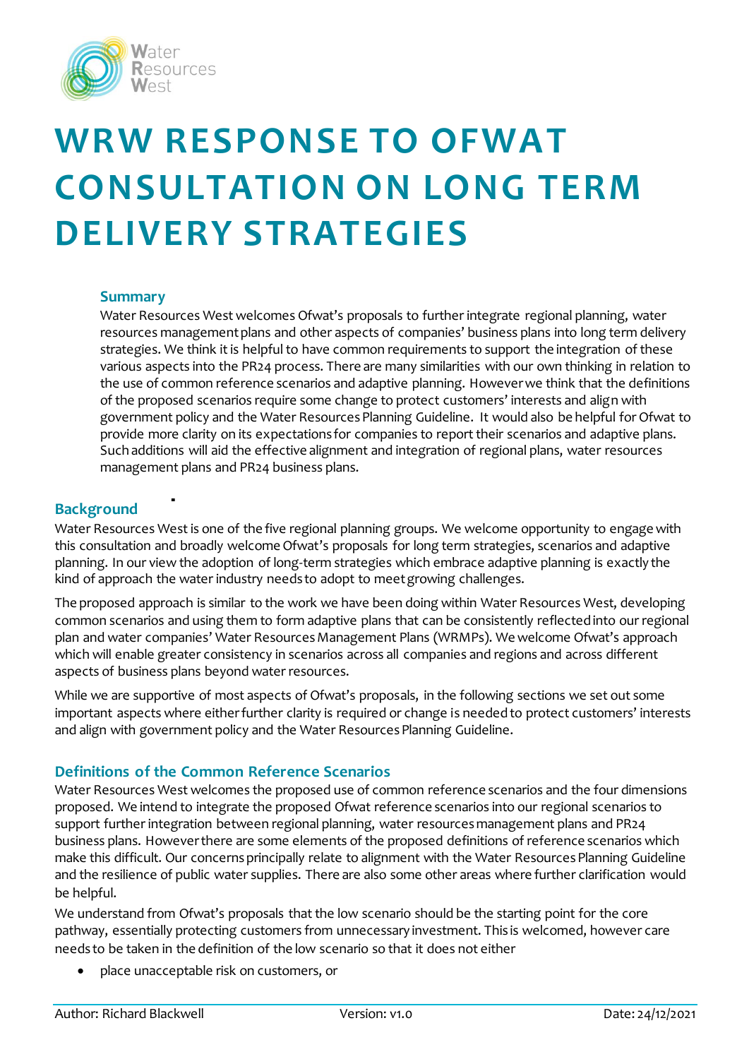# WRW RESPONSE TO OFWAT CONSULTATION ON LONG TERM DELIVERY STRATEGIES

### Summary

Water Resources West welcomes Ofwat's proposals to further integrate regional planning, water resources management plans and other aspects of companies' business plans into long term delivery strategies. We think it is helpful to have common requirements to support the integration of these various aspects into the PR24 process. There are many similarities with our own thinking in relation to the use of common reference scenarios and adaptive planning. However we think that the definitions of the proposed scenarios require some change to protect customers' interests and align with government policy and the Water Resources Planning Guideline. It would also be helpful for Ofwat to provide more clarity on its expectations for companies to report their scenarios and adaptive plans. Such additions will aid the effective alignment and integration of regional plans, water resources management plans and PR24 business plans.

## Background

Water Resources West is one of the five regional planning groups. We welcome opportunity to engage with this consultation and broadly welcome Ofwat's proposals for long term strategies, scenarios and adaptive planning. In our view the adoption of long-term strategies which embrace adaptive planning is exactly the kind of approach the water industry needs to adopt to meet growing challenges.

The proposed approach is similar to the work we have been doing within Water Resources West, developing common scenarios and using them to form adaptive plans that can be consistently reflected into our regional plan and water companies' Water Resources Management Plans (WRMPs). We welcome Ofwat's approach which will enable greater consistency in scenarios across all companies and regions and across different aspects of business plans beyond water resources.

While we are supportive of most aspects of Ofwat's proposals, in the following sections we set out some important aspects where either further clarity is required or change is needed to protect customers' interests and align with government policy and the Water Resources Planning Guideline.

## Definitions of the Common Reference Scenarios

Water Resources West welcomes the proposed use of common reference scenarios and the four dimensions proposed. We intend to integrate the proposed Ofwat reference scenarios into our regional scenarios to support further integration between regional planning, water resources management plans and PR24 business plans. However there are some elements of the proposed definitions of reference scenarios which make this difficult. Our concerns principally relate to alignment with the Water Resources Planning Guideline and the resilience of public water supplies. There are also some other areas where further clarification would be helpful.

We understand from Ofwat's proposals that the low scenario should be the starting point for the core pathway, essentially protecting customers from unnecessary investment. This is welcomed, however care needs to be taken in the definition of the low scenario so that it does not either

- place unacceptable risk on customers, or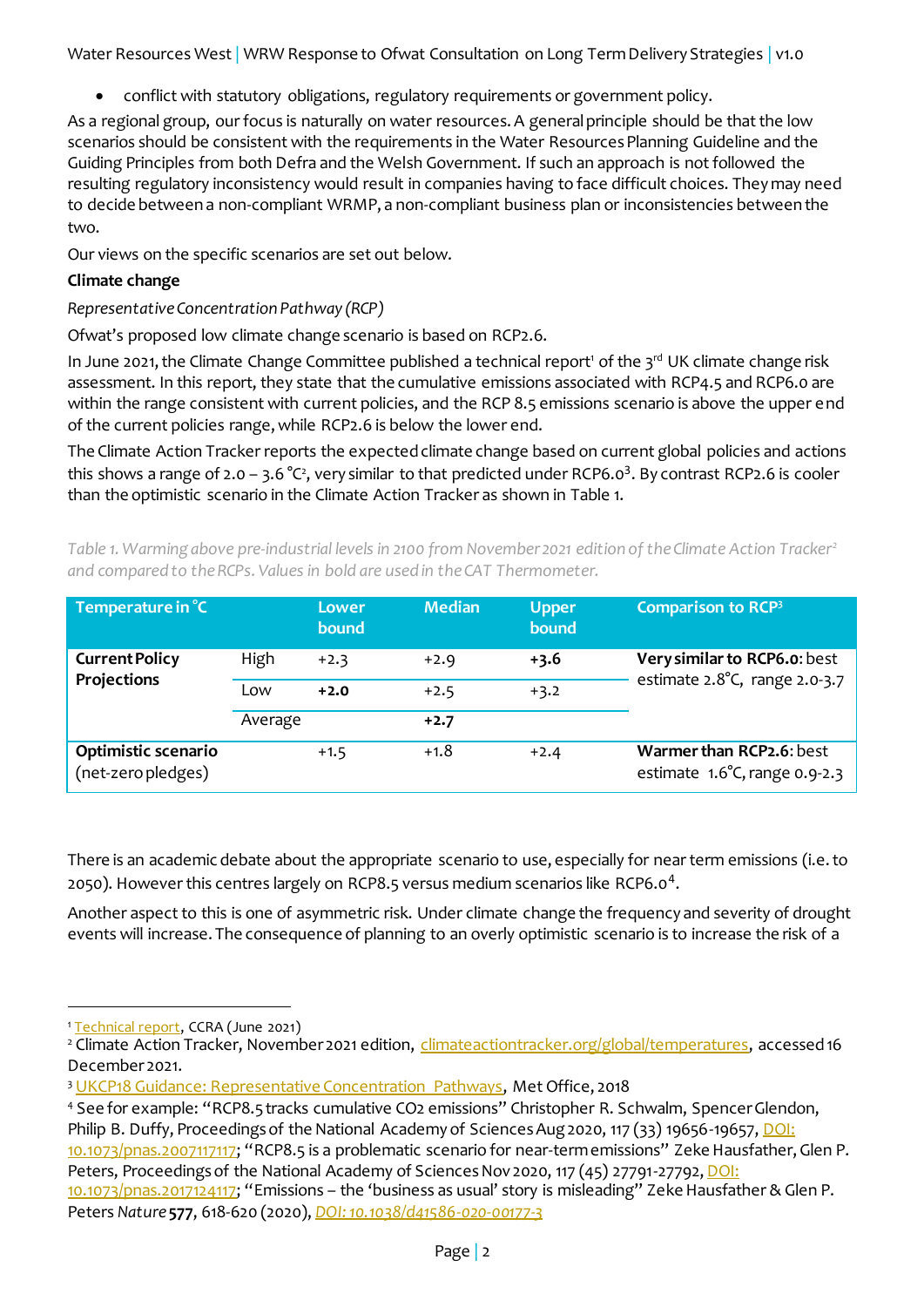- conflict with statutory obligations, regulatory requirements or government policy.

As a regional group, our focus is naturally on water resources. A general principle should be that the low scenarios should be consistent with the requirements in the Water Resources Planning Guideline and the Guiding Principles from both Defra and the Welsh Government. If such an approach is not followed the resulting regulatory inconsistency would result in companies having to face difficult choices. They may need to decide between a non-compliant WRMP, a non-compliant business plan or inconsistencies between the two.

Our views on the specific scenarios are set out below.

**Climate change**

*Representative Concentration Pathway (RCP)*

Ofwat's proposed low climate change scenario is based on RCP2.6.

In June 2021, the Climate Change Committee published a technical report[1] of the 3rd UK climate change risk assessment. In this report, they state that the cumulative emissions associated with RCP4.5 and RCP6.0 are within the range consistent with current policies, and the RCP 8.5 emissions scenario is above the upper end of the current policies range, while RCP2.6 is below the lower end.

The Climate Action Tracker reports the expected climate change based on current global policies and actions this shows a range of 2.0 – 3.6 °C[2], very similar to that predicted under RCP6.0[3]. By contrast RCP2.6 is cooler than the optimistic scenario in the Climate Action Tracker as shown in Table 1.

*Table 1. Warming above pre-industrial levels in 2100 from November 2021 edition of the Climate Action Tracker[2] and compared to the RCPs. Values in bold are used in the CAT Thermometer.*

| Temperature in °C | | Lower bound | Median | Upper bound | Comparison to RCP[3] |
|---|---|---|---|---|---|
| **Current Policy Projections** | High | +2.3 | +2.9 | **+3.6** | **Very similar to RCP6.0**: best estimate 2.8°C, range 2.0-3.7 |
| | Low | **+2.0** | +2.5 | +3.2 | |
| | Average | | **+2.7** | | |
| **Optimistic scenario** (net-zero pledges) | | +1.5 | +1.8 | +2.4 | **Warmer than RCP2.6**: best estimate 1.6°C, range 0.9-2.3 |

There is an academic debate about the appropriate scenario to use, especially for near term emissions (i.e. to 2050). However this centres largely on RCP8.5 versus medium scenarios like RCP6.0[4].

Another aspect to this is one of asymmetric risk. Under climate change the frequency and severity of drought events will increase. The consequence of planning to an overly optimistic scenario is to increase the risk of a

[1] Technical report, CCRA (June 2021)

[2] Climate Action Tracker, November 2021 edition, climateactiontracker.org/global/temperatures, accessed 16 December 2021.

[3] UKCP18 Guidance: Representative Concentration Pathways, Met Office, 2018

[4] See for example: "RCP8.5 tracks cumulative CO2 emissions" Christopher R. Schwalm, Spencer Glendon, Philip B. Duffy, Proceedings of the National Academy of Sciences Aug 2020, 117 (33) 19656-19657, DOI: 10.1073/pnas.2007117117; "RCP8.5 is a problematic scenario for near-term emissions" Zeke Hausfather, Glen P. Peters, Proceedings of the National Academy of Sciences Nov 2020, 117 (45) 27791-27792, DOI: 10.1073/pnas.2017124117; "Emissions – the 'business as usual' story is misleading" Zeke Hausfather & Glen P. Peters *Nature* **577**, 618-620 (2020), *DOI: 10.1038/d41586-020-00177-3*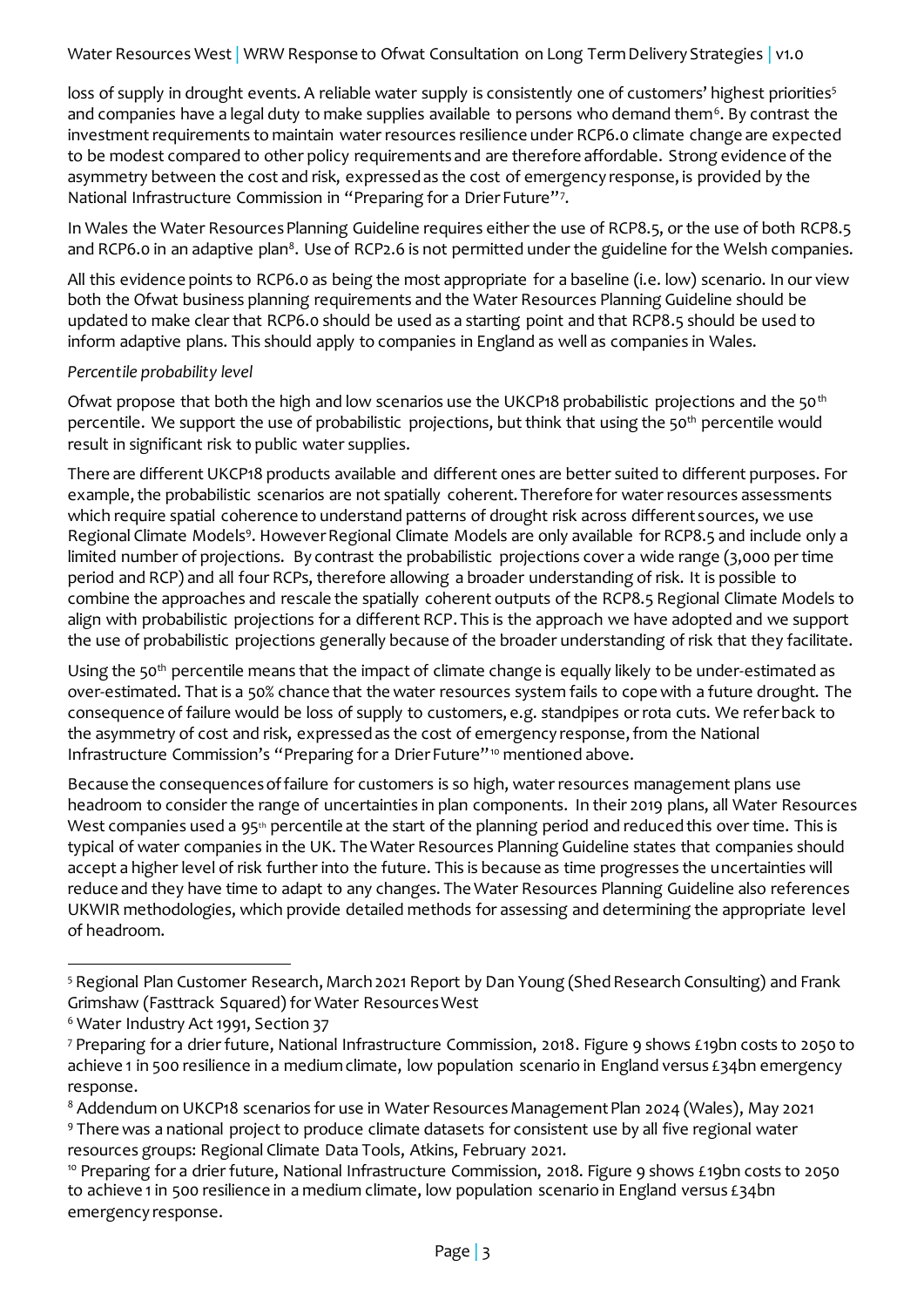loss of supply in drought events. A reliable water supply is consistently one of customers' highest priorities[5] and companies have a legal duty to make supplies available to persons who demand them[6]. By contrast the investment requirements to maintain water resources resilience under RCP6.0 climate change are expected to be modest compared to other policy requirements and are therefore affordable. Strong evidence of the asymmetry between the cost and risk, expressed as the cost of emergency response, is provided by the National Infrastructure Commission in "Preparing for a Drier Future"[7].

In Wales the Water Resources Planning Guideline requires either the use of RCP8.5, or the use of both RCP8.5 and RCP6.0 in an adaptive plan[8]. Use of RCP2.6 is not permitted under the guideline for the Welsh companies.

All this evidence points to RCP6.0 as being the most appropriate for a baseline (i.e. low) scenario. In our view both the Ofwat business planning requirements and the Water Resources Planning Guideline should be updated to make clear that RCP6.0 should be used as a starting point and that RCP8.5 should be used to inform adaptive plans. This should apply to companies in England as well as companies in Wales.

*Percentile probability level*

Ofwat propose that both the high and low scenarios use the UKCP18 probabilistic projections and the 50th percentile. We support the use of probabilistic projections, but think that using the 50th percentile would result in significant risk to public water supplies.

There are different UKCP18 products available and different ones are better suited to different purposes. For example, the probabilistic scenarios are not spatially coherent. Therefore for water resources assessments which require spatial coherence to understand patterns of drought risk across different sources, we use Regional Climate Models[9]. However Regional Climate Models are only available for RCP8.5 and include only a limited number of projections. By contrast the probabilistic projections cover a wide range (3,000 per time period and RCP) and all four RCPs, therefore allowing a broader understanding of risk. It is possible to combine the approaches and rescale the spatially coherent outputs of the RCP8.5 Regional Climate Models to align with probabilistic projections for a different RCP. This is the approach we have adopted and we support the use of probabilistic projections generally because of the broader understanding of risk that they facilitate.

Using the 50th percentile means that the impact of climate change is equally likely to be under-estimated as over-estimated. That is a 50% chance that the water resources system fails to cope with a future drought. The consequence of failure would be loss of supply to customers, e.g. standpipes or rota cuts. We refer back to the asymmetry of cost and risk, expressed as the cost of emergency response, from the National Infrastructure Commission's "Preparing for a Drier Future"[10] mentioned above.

Because the consequences of failure for customers is so high, water resources management plans use headroom to consider the range of uncertainties in plan components. In their 2019 plans, all Water Resources West companies used a 95th percentile at the start of the planning period and reduced this over time. This is typical of water companies in the UK. The Water Resources Planning Guideline states that companies should accept a higher level of risk further into the future. This is because as time progresses the uncertainties will reduce and they have time to adapt to any changes. The Water Resources Planning Guideline also references UKWIR methodologies, which provide detailed methods for assessing and determining the appropriate level of headroom.

---

[5] Regional Plan Customer Research, March 2021 Report by Dan Young (Shed Research Consulting) and Frank Grimshaw (Fasttrack Squared) for Water Resources West

[6] Water Industry Act 1991, Section 37

[7] Preparing for a drier future, National Infrastructure Commission, 2018. Figure 9 shows £19bn costs to 2050 to achieve 1 in 500 resilience in a medium climate, low population scenario in England versus £34bn emergency response.

[8] Addendum on UKCP18 scenarios for use in Water Resources Management Plan 2024 (Wales), May 2021

[9] There was a national project to produce climate datasets for consistent use by all five regional water resources groups: Regional Climate Data Tools, Atkins, February 2021.

[10] Preparing for a drier future, National Infrastructure Commission, 2018. Figure 9 shows £19bn costs to 2050 to achieve 1 in 500 resilience in a medium climate, low population scenario in England versus £34bn emergency response.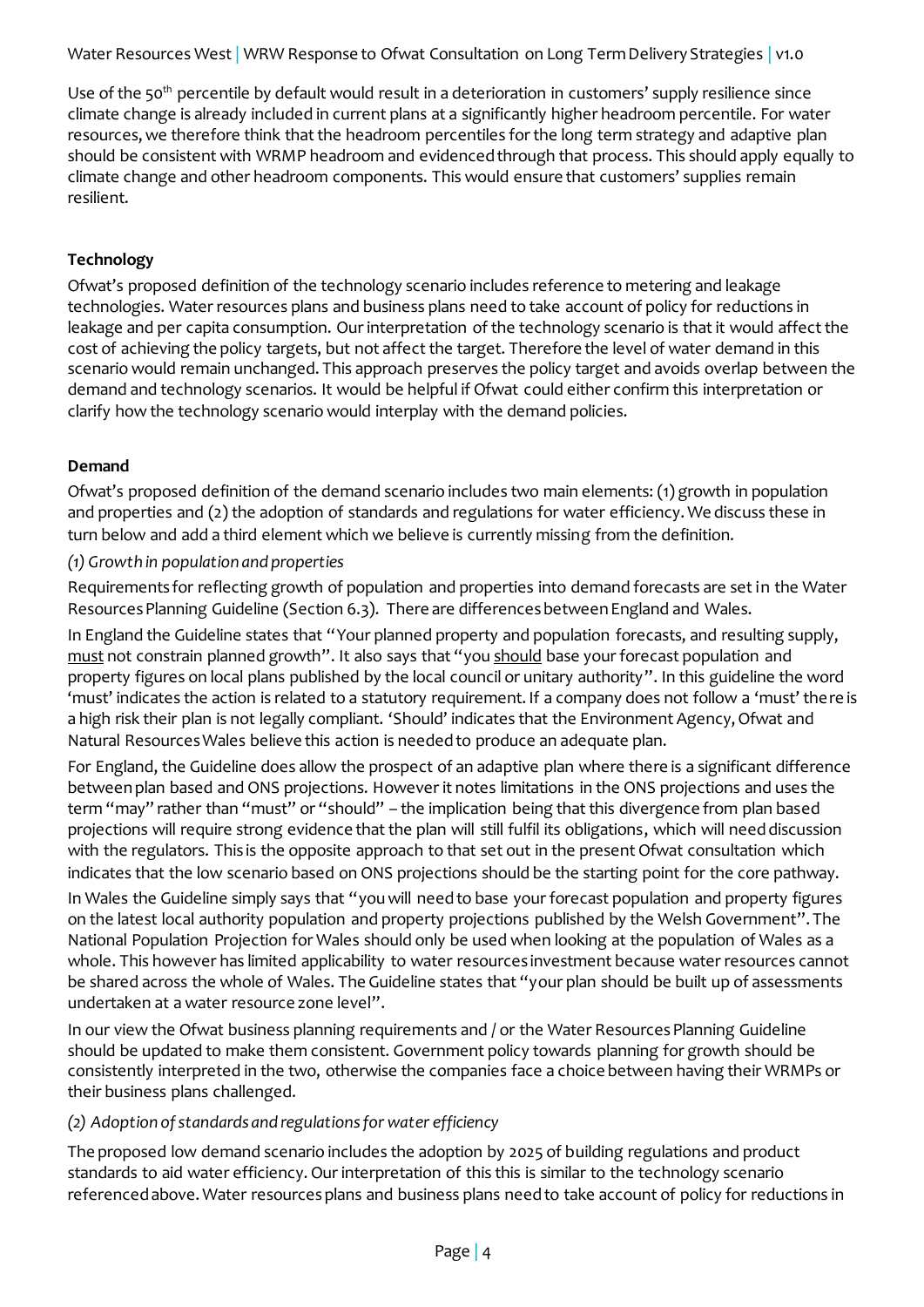Use of the 50th percentile by default would result in a deterioration in customers' supply resilience since climate change is already included in current plans at a significantly higher headroom percentile. For water resources, we therefore think that the headroom percentiles for the long term strategy and adaptive plan should be consistent with WRMP headroom and evidenced through that process. This should apply equally to climate change and other headroom components. This would ensure that customers' supplies remain resilient.

**Technology**

Ofwat's proposed definition of the technology scenario includes reference to metering and leakage technologies. Water resources plans and business plans need to take account of policy for reductions in leakage and per capita consumption. Our interpretation of the technology scenario is that it would affect the cost of achieving the policy targets, but not affect the target. Therefore the level of water demand in this scenario would remain unchanged. This approach preserves the policy target and avoids overlap between the demand and technology scenarios. It would be helpful if Ofwat could either confirm this interpretation or clarify how the technology scenario would interplay with the demand policies.

**Demand**

Ofwat's proposed definition of the demand scenario includes two main elements: (1) growth in population and properties and (2) the adoption of standards and regulations for water efficiency. We discuss these in turn below and add a third element which we believe is currently missing from the definition.

*(1) Growth in population and properties*

Requirements for reflecting growth of population and properties into demand forecasts are set in the Water Resources Planning Guideline (Section 6.3). There are differences between England and Wales.

In England the Guideline states that "Your planned property and population forecasts, and resulting supply, must not constrain planned growth". It also says that "you should base your forecast population and property figures on local plans published by the local council or unitary authority". In this guideline the word 'must' indicates the action is related to a statutory requirement. If a company does not follow a 'must' there is a high risk their plan is not legally compliant. 'Should' indicates that the Environment Agency, Ofwat and Natural Resources Wales believe this action is needed to produce an adequate plan.

For England, the Guideline does allow the prospect of an adaptive plan where there is a significant difference between plan based and ONS projections. However it notes limitations in the ONS projections and uses the term "may" rather than "must" or "should" – the implication being that this divergence from plan based projections will require strong evidence that the plan will still fulfil its obligations, which will need discussion with the regulators. This is the opposite approach to that set out in the present Ofwat consultation which indicates that the low scenario based on ONS projections should be the starting point for the core pathway.

In Wales the Guideline simply says that "you will need to base your forecast population and property figures on the latest local authority population and property projections published by the Welsh Government". The National Population Projection for Wales should only be used when looking at the population of Wales as a whole. This however has limited applicability to water resources investment because water resources cannot be shared across the whole of Wales. The Guideline states that "your plan should be built up of assessments undertaken at a water resource zone level".

In our view the Ofwat business planning requirements and / or the Water Resources Planning Guideline should be updated to make them consistent. Government policy towards planning for growth should be consistently interpreted in the two, otherwise the companies face a choice between having their WRMPs or their business plans challenged.

*(2) Adoption of standards and regulations for water efficiency*

The proposed low demand scenario includes the adoption by 2025 of building regulations and product standards to aid water efficiency. Our interpretation of this this is similar to the technology scenario referenced above. Water resources plans and business plans need to take account of policy for reductions in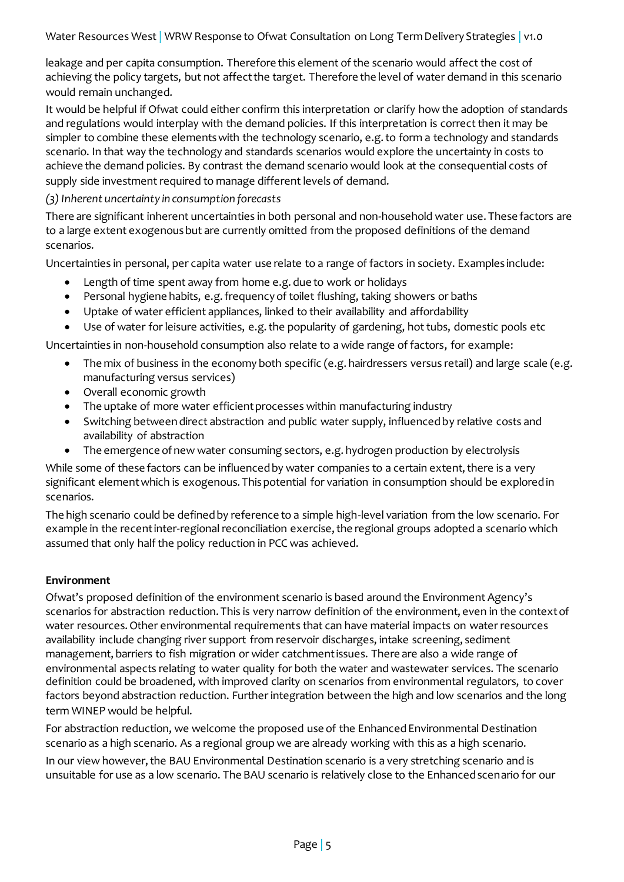leakage and per capita consumption. Therefore this element of the scenario would affect the cost of achieving the policy targets, but not affect the target. Therefore the level of water demand in this scenario would remain unchanged.

It would be helpful if Ofwat could either confirm this interpretation or clarify how the adoption of standards and regulations would interplay with the demand policies. If this interpretation is correct then it may be simpler to combine these elements with the technology scenario, e.g. to form a technology and standards scenario. In that way the technology and standards scenarios would explore the uncertainty in costs to achieve the demand policies. By contrast the demand scenario would look at the consequential costs of supply side investment required to manage different levels of demand.

*(3) Inherent uncertainty in consumption forecasts*

There are significant inherent uncertainties in both personal and non-household water use. These factors are to a large extent exogenous but are currently omitted from the proposed definitions of the demand scenarios.

Uncertainties in personal, per capita water use relate to a range of factors in society. Examples include:

- Length of time spent away from home e.g. due to work or holidays
- Personal hygiene habits, e.g. frequency of toilet flushing, taking showers or baths
- Uptake of water efficient appliances, linked to their availability and affordability
- Use of water for leisure activities, e.g. the popularity of gardening, hot tubs, domestic pools etc

Uncertainties in non-household consumption also relate to a wide range of factors, for example:

- The mix of business in the economy both specific (e.g. hairdressers versus retail) and large scale (e.g. manufacturing versus services)
- Overall economic growth
- The uptake of more water efficient processes within manufacturing industry
- Switching between direct abstraction and public water supply, influenced by relative costs and availability of abstraction
- The emergence of new water consuming sectors, e.g. hydrogen production by electrolysis

While some of these factors can be influenced by water companies to a certain extent, there is a very significant element which is exogenous. This potential for variation in consumption should be explored in scenarios.

The high scenario could be defined by reference to a simple high-level variation from the low scenario. For example in the recent inter-regional reconciliation exercise, the regional groups adopted a scenario which assumed that only half the policy reduction in PCC was achieved.

**Environment**

Ofwat's proposed definition of the environment scenario is based around the Environment Agency's scenarios for abstraction reduction. This is very narrow definition of the environment, even in the context of water resources. Other environmental requirements that can have material impacts on water resources availability include changing river support from reservoir discharges, intake screening, sediment management, barriers to fish migration or wider catchment issues. There are also a wide range of environmental aspects relating to water quality for both the water and wastewater services. The scenario definition could be broadened, with improved clarity on scenarios from environmental regulators, to cover factors beyond abstraction reduction. Further integration between the high and low scenarios and the long term WINEP would be helpful.

For abstraction reduction, we welcome the proposed use of the Enhanced Environmental Destination scenario as a high scenario. As a regional group we are already working with this as a high scenario.

In our view however, the BAU Environmental Destination scenario is a very stretching scenario and is unsuitable for use as a low scenario. The BAU scenario is relatively close to the Enhanced scenario for our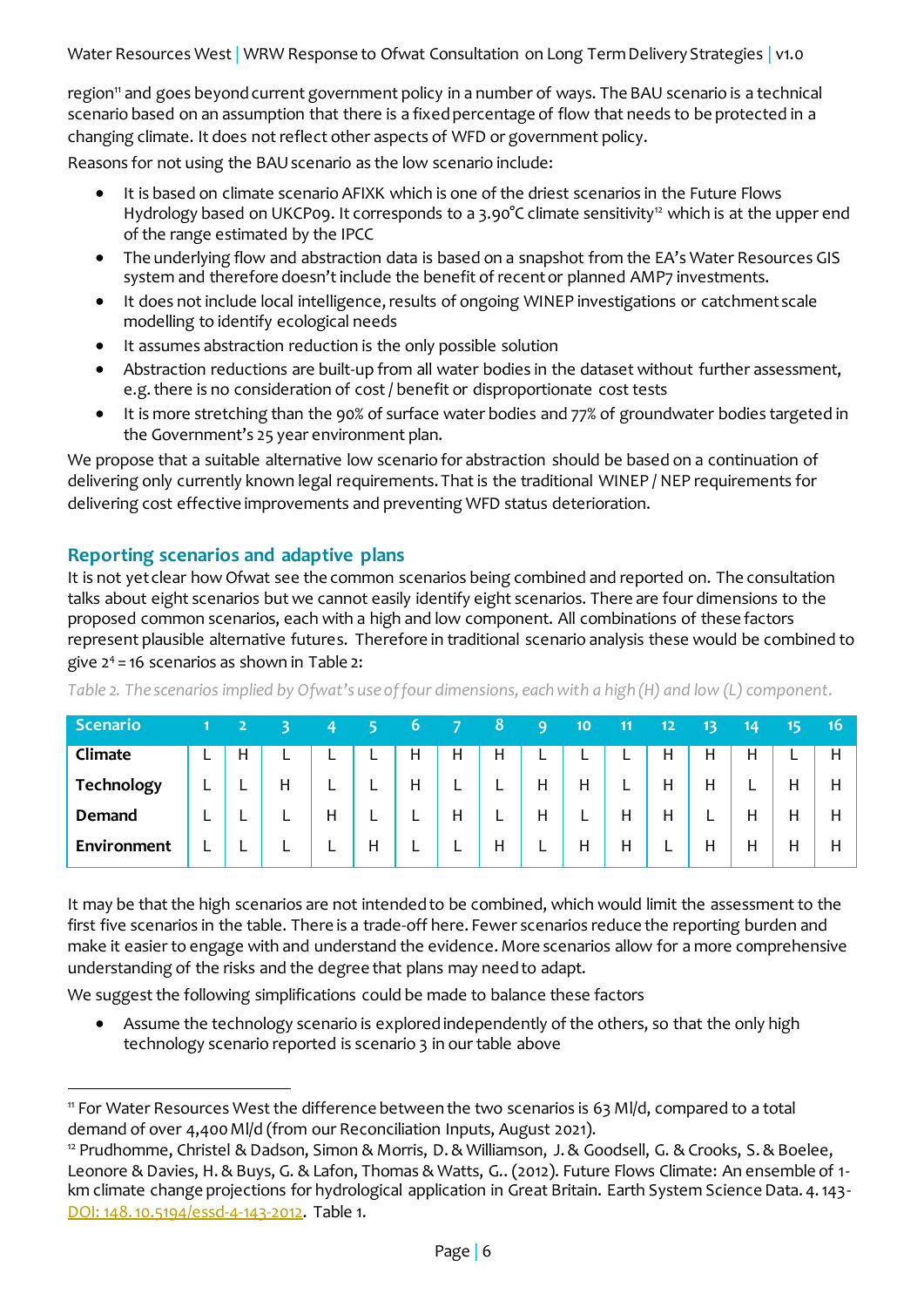region[11] and goes beyond current government policy in a number of ways. The BAU scenario is a technical scenario based on an assumption that there is a fixed percentage of flow that needs to be protected in a changing climate. It does not reflect other aspects of WFD or government policy.

Reasons for not using the BAU scenario as the low scenario include:

- It is based on climate scenario AFIXK which is one of the driest scenarios in the Future Flows Hydrology based on UKCP09. It corresponds to a 3.90°C climate sensitivity[12] which is at the upper end of the range estimated by the IPCC
- The underlying flow and abstraction data is based on a snapshot from the EA's Water Resources GIS system and therefore doesn't include the benefit of recent or planned AMP7 investments.
- It does not include local intelligence, results of ongoing WINEP investigations or catchment scale modelling to identify ecological needs
- It assumes abstraction reduction is the only possible solution
- Abstraction reductions are built-up from all water bodies in the dataset without further assessment, e.g. there is no consideration of cost / benefit or disproportionate cost tests
- It is more stretching than the 90% of surface water bodies and 77% of groundwater bodies targeted in the Government's 25 year environment plan.

We propose that a suitable alternative low scenario for abstraction should be based on a continuation of delivering only currently known legal requirements. That is the traditional WINEP / NEP requirements for delivering cost effective improvements and preventing WFD status deterioration.

## Reporting scenarios and adaptive plans

It is not yet clear how Ofwat see the common scenarios being combined and reported on. The consultation talks about eight scenarios but we cannot easily identify eight scenarios. There are four dimensions to the proposed common scenarios, each with a high and low component. All combinations of these factors represent plausible alternative futures. Therefore in traditional scenario analysis these would be combined to give $2^4 = 16$ scenarios as shown in Table 2:

*Table 2. The scenarios implied by Ofwat's use of four dimensions, each with a high (H) and low (L) component.*

| Scenario | 1 | 2 | 3 | 4 | 5 | 6 | 7 | 8 | 9 | 10 | 11 | 12 | 13 | 14 | 15 | 16 |
|---|---|---|---|---|---|---|---|---|---|---|---|---|---|---|---|---|
| **Climate** | L | H | L | L | L | H | H | H | L | L | L | H | H | H | L | H |
| **Technology** | L | L | H | L | L | H | L | L | H | H | L | H | H | L | H | H |
| **Demand** | L | L | L | H | L | L | H | L | H | L | H | H | L | H | H | H |
| **Environment** | L | L | L | L | H | L | L | H | L | H | H | L | H | H | H | H |

It may be that the high scenarios are not intended to be combined, which would limit the assessment to the first five scenarios in the table. There is a trade-off here. Fewer scenarios reduce the reporting burden and make it easier to engage with and understand the evidence. More scenarios allow for a more comprehensive understanding of the risks and the degree that plans may need to adapt.

We suggest the following simplifications could be made to balance these factors

- Assume the technology scenario is explored independently of the others, so that the only high technology scenario reported is scenario 3 in our table above

---

[11] For Water Resources West the difference between the two scenarios is 63 Ml/d, compared to a total demand of over 4,400 Ml/d (from our Reconciliation Inputs, August 2021).

[12] Prudhomme, Christel & Dadson, Simon & Morris, D. & Williamson, J. & Goodsell, G. & Crooks, S. & Boelee, Leonore & Davies, H. & Buys, G. & Lafon, Thomas & Watts, G.. (2012). Future Flows Climate: An ensemble of 1-km climate change projections for hydrological application in Great Britain. Earth System Science Data. 4. 143- DOI: 148. 10.5194/essd-4-143-2012. Table 1.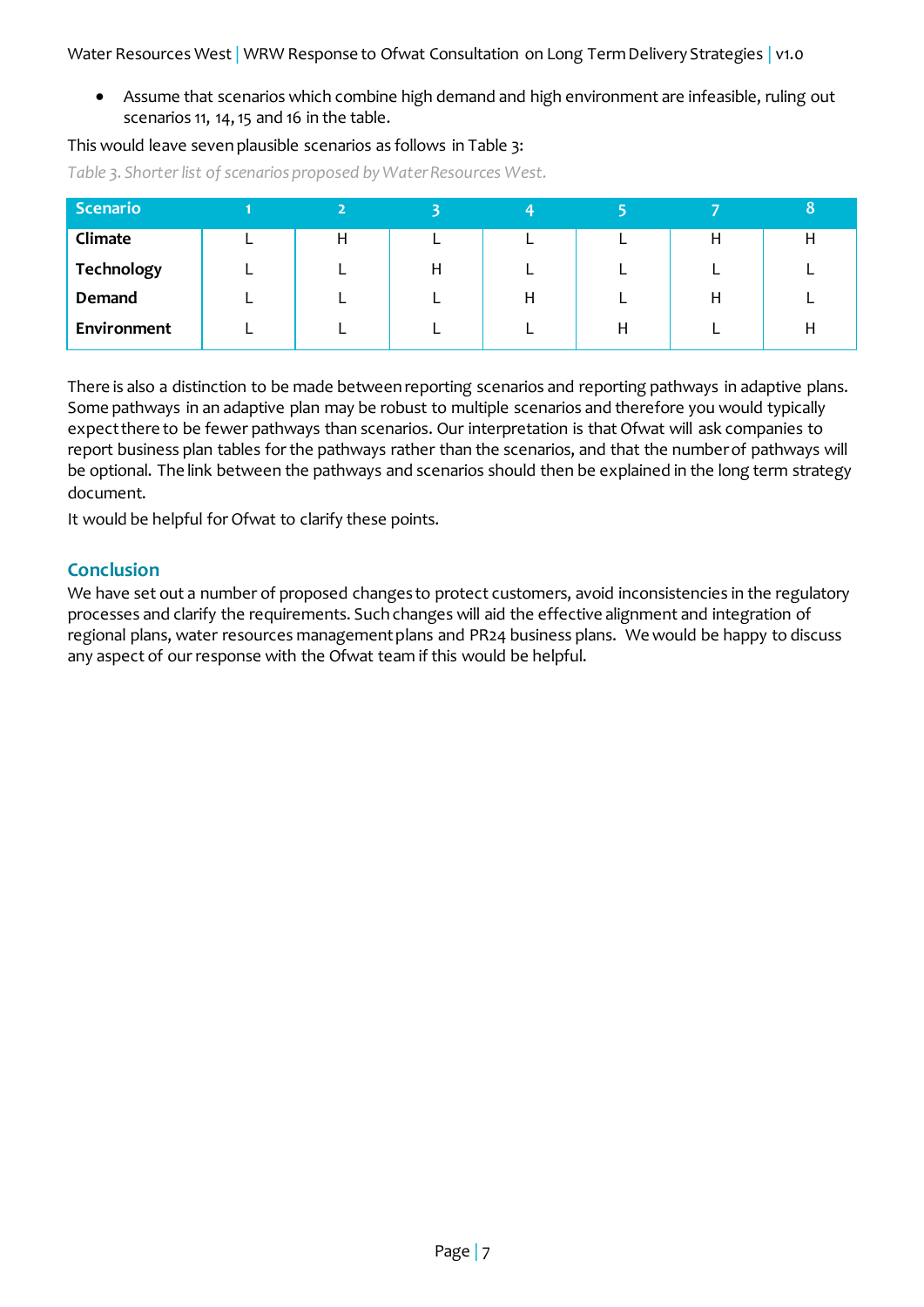- Assume that scenarios which combine high demand and high environment are infeasible, ruling out scenarios 11, 14, 15 and 16 in the table.

This would leave seven plausible scenarios as follows in Table 3:

*Table 3. Shorter list of scenarios proposed by Water Resources West.*

| Scenario | 1 | 2 | 3 | 4 | 5 | 7 | 8 |
|---|---|---|---|---|---|---|---|
| **Climate** | L | H | L | L | L | H | H |
| **Technology** | L | L | H | L | L | L | L |
| **Demand** | L | L | L | H | L | H | L |
| **Environment** | L | L | L | L | H | L | H |

There is also a distinction to be made between reporting scenarios and reporting pathways in adaptive plans. Some pathways in an adaptive plan may be robust to multiple scenarios and therefore you would typically expect there to be fewer pathways than scenarios. Our interpretation is that Ofwat will ask companies to report business plan tables for the pathways rather than the scenarios, and that the number of pathways will be optional. The link between the pathways and scenarios should then be explained in the long term strategy document.

It would be helpful for Ofwat to clarify these points.

## Conclusion

We have set out a number of proposed changes to protect customers, avoid inconsistencies in the regulatory processes and clarify the requirements. Such changes will aid the effective alignment and integration of regional plans, water resources management plans and PR24 business plans. We would be happy to discuss any aspect of our response with the Ofwat team if this would be helpful.